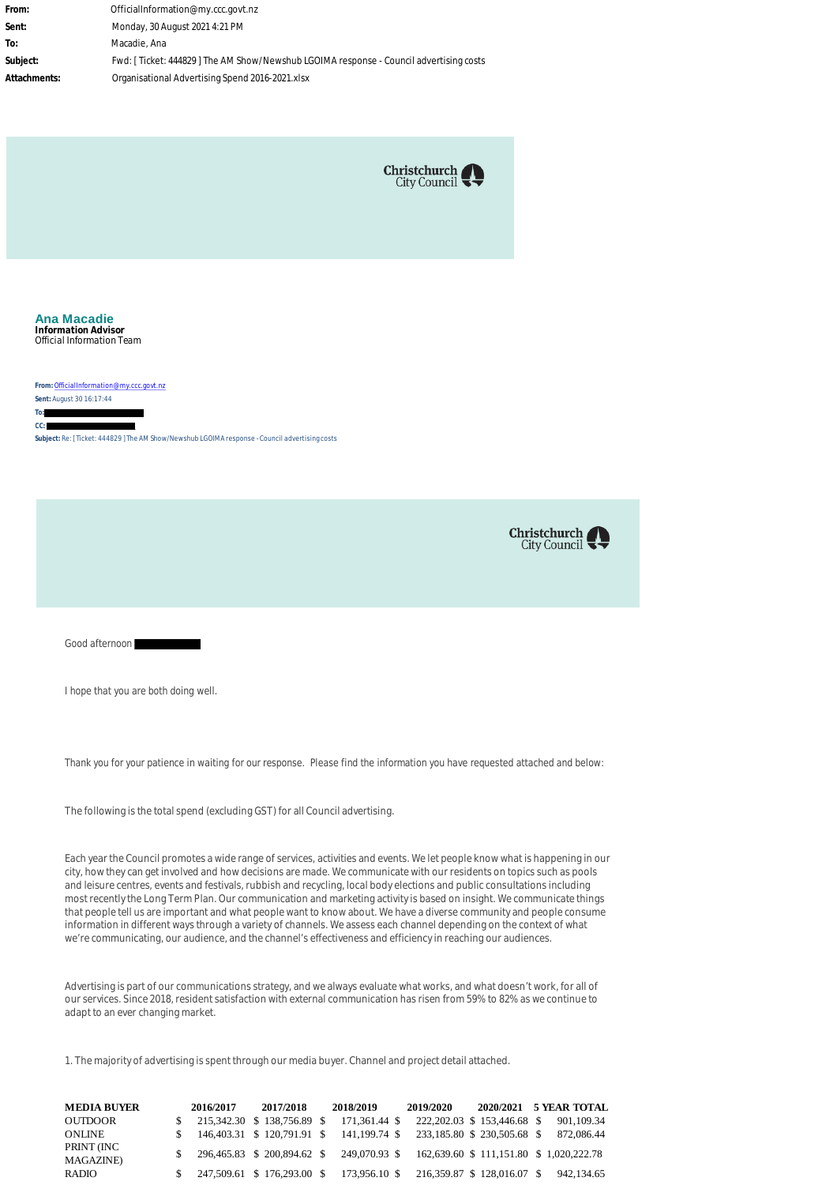| | |
|---|---|
| **From:** | OfficialInformation@my.ccc.govt.nz |
| **Sent:** | Monday, 30 August 2021 4:21 PM |
| **To:** | Macadie, Ana |
| **Subject:** | Fwd: [ Ticket: 444829 ] The AM Show/Newshub LGOIMA response - Council advertising costs |
| **Attachments:** | Organisational Advertising Spend 2016-2021.xlsx |

Christchurch City Council

**Ana Macadie**
**Information Advisor**
Official Information Team

**From:** OfficialInformation@my.ccc.govt.nz
**Sent:** August 30 16:17:44
**To:** ████████
**CC:** ████████
**Subject:** Re: [ Ticket: 444829 ] The AM Show/Newshub LGOIMA response - Council advertising costs

Christchurch City Council

Good afternoon ████████

I hope that you are both doing well.

Thank you for your patience in waiting for our response. Please find the information you have requested attached and below:

The following is the total spend (excluding GST) for all Council advertising.

Each year the Council promotes a wide range of services, activities and events. We let people know what is happening in our city, how they can get involved and how decisions are made. We communicate with our residents on topics such as pools and leisure centres, events and festivals, rubbish and recycling, local body elections and public consultations including most recently the Long Term Plan. Our communication and marketing activity is based on insight. We communicate things that people tell us are important and what people want to know about. We have a diverse community and people consume information in different ways through a variety of channels. We assess each channel depending on the context of what we're communicating, our audience, and the channel's effectiveness and efficiency in reaching our audiences.

Advertising is part of our communications strategy, and we always evaluate what works, and what doesn't work, for all of our services. Since 2018, resident satisfaction with external communication has risen from 59% to 82% as we continue to adapt to an ever changing market.

1. The majority of advertising is spent through our media buyer. Channel and project detail attached.

| MEDIA BUYER | 2016/2017 | 2017/2018 | 2018/2019 | 2019/2020 | 2020/2021 | 5 YEAR TOTAL |
|---|---|---|---|---|---|---|
| OUTDOOR | $ 215,342.30 | $ 138,756.89 | $ 171,361.44 | $ 222,202.03 | $ 153,446.68 | $ 901,109.34 |
| ONLINE | $ 146,403.31 | $ 120,791.91 | $ 141,199.74 | $ 233,185.80 | $ 230,505.68 | $ 872,086.44 |
| PRINT (INC MAGAZINE) | $ 296,465.83 | $ 200,894.62 | $ 249,070.93 | $ 162,639.60 | $ 111,151.80 | $ 1,020,222.78 |
| RADIO | $ 247,509.61 | $ 176,293.00 | $ 173,956.10 | $ 216,359.87 | $ 128,016.07 | $ 942,134.65 |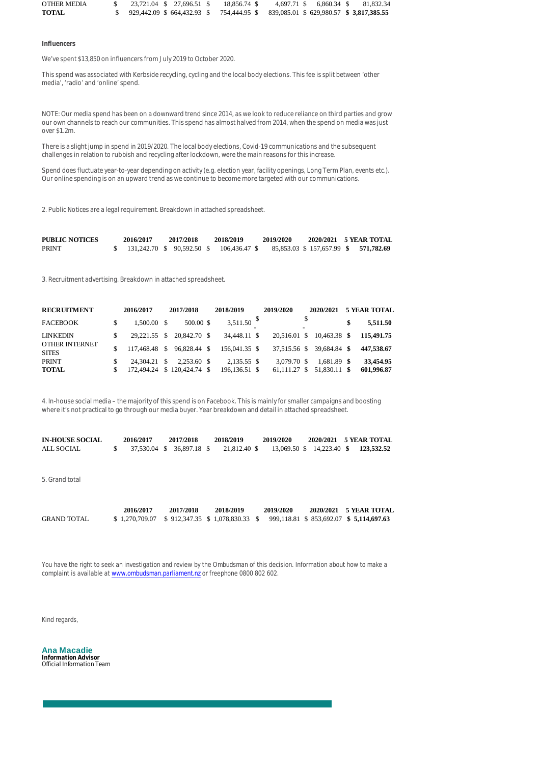| | | | | | | |
|---|---|---|---|---|---|---|
| OTHER MEDIA | $ 23,721.04 | $ 27,696.51 | $ 18,856.74 | $ 4,697.71 | $ 6,860.34 | $ 81,832.34 |
| **TOTAL** | $ 929,442.09 | $ 664,432.93 | $ 754,444.95 | $ 839,085.01 | $ 629,980.57 | **$ 3,817,385.55** |

**Influencers**

We've spent $13,850 on influencers from July 2019 to October 2020.

This spend was associated with Kerbside recycling, cycling and the local body elections. This fee is split between 'other media', 'radio' and 'online' spend.

NOTE: Our media spend has been on a downward trend since 2014, as we look to reduce reliance on third parties and grow our own channels to reach our communities. This spend has almost halved from 2014, when the spend on media was just over $1.2m.

There is a slight jump in spend in 2019/2020. The local body elections, Covid-19 communications and the subsequent challenges in relation to rubbish and recycling after lockdown, were the main reasons for this increase.

Spend does fluctuate year-to-year depending on activity (e.g. election year, facility openings, Long Term Plan, events etc.). Our online spending is on an upward trend as we continue to become more targeted with our communications.

2. Public Notices are a legal requirement. Breakdown in attached spreadsheet.

| PUBLIC NOTICES | 2016/2017 | 2017/2018 | 2018/2019 | 2019/2020 | 2020/2021 | 5 YEAR TOTAL |
|---|---|---|---|---|---|---|
| PRINT | $ 131,242.70 | $ 90,592.50 | $ 106,436.47 | $ 85,853.03 | $ 157,657.99 | **$ 571,782.69** |

3. Recruitment advertising. Breakdown in attached spreadsheet.

| RECRUITMENT | 2016/2017 | 2017/2018 | 2018/2019 | 2019/2020 | 2020/2021 | 5 YEAR TOTAL |
|---|---|---|---|---|---|---|
| FACEBOOK | $ 1,500.00 | $ 500.00 | $ 3,511.50 | $ - | $ - | **$ 5,511.50** |
| LINKEDIN | $ 29,221.55 | $ 20,842.70 | $ 34,448.11 | $ 20,516.01 | $ 10,463.38 | **$ 115,491.75** |
| OTHER INTERNET SITES | $ 117,468.48 | $ 96,828.44 | $ 156,041.35 | $ 37,515.56 | $ 39,684.84 | **$ 447,538.67** |
| PRINT | $ 24,304.21 | $ 2,253.60 | $ 2,135.55 | $ 3,079.70 | $ 1,681.89 | **$ 33,454.95** |
| **TOTAL** | $ 172,494.24 | $ 120,424.74 | $ 196,136.51 | $ 61,111.27 | $ 51,830.11 | **$ 601,996.87** |

4. In-house social media – the majority of this spend is on Facebook. This is mainly for smaller campaigns and boosting where it's not practical to go through our media buyer. Year breakdown and detail in attached spreadsheet.

| IN-HOUSE SOCIAL | 2016/2017 | 2017/2018 | 2018/2019 | 2019/2020 | 2020/2021 | 5 YEAR TOTAL |
|---|---|---|---|---|---|---|
| ALL SOCIAL | $ 37,530.04 | $ 36,897.18 | $ 21,812.40 | $ 13,069.50 | $ 14,223.40 | **$ 123,532.52** |

5. Grand total

| | 2016/2017 | 2017/2018 | 2018/2019 | 2019/2020 | 2020/2021 | 5 YEAR TOTAL |
|---|---|---|---|---|---|---|
| GRAND TOTAL | $ 1,270,709.07 | $ 912,347.35 | $ 1,078,830.33 | $ 999,118.81 | $ 853,692.07 | **$ 5,114,697.63** |

You have the right to seek an investigation and review by the Ombudsman of this decision. Information about how to make a complaint is available at www.ombudsman.parliament.nz or freephone 0800 802 602.

Kind regards,

**Ana Macadie**
**Information Advisor**
*Official Information Team*